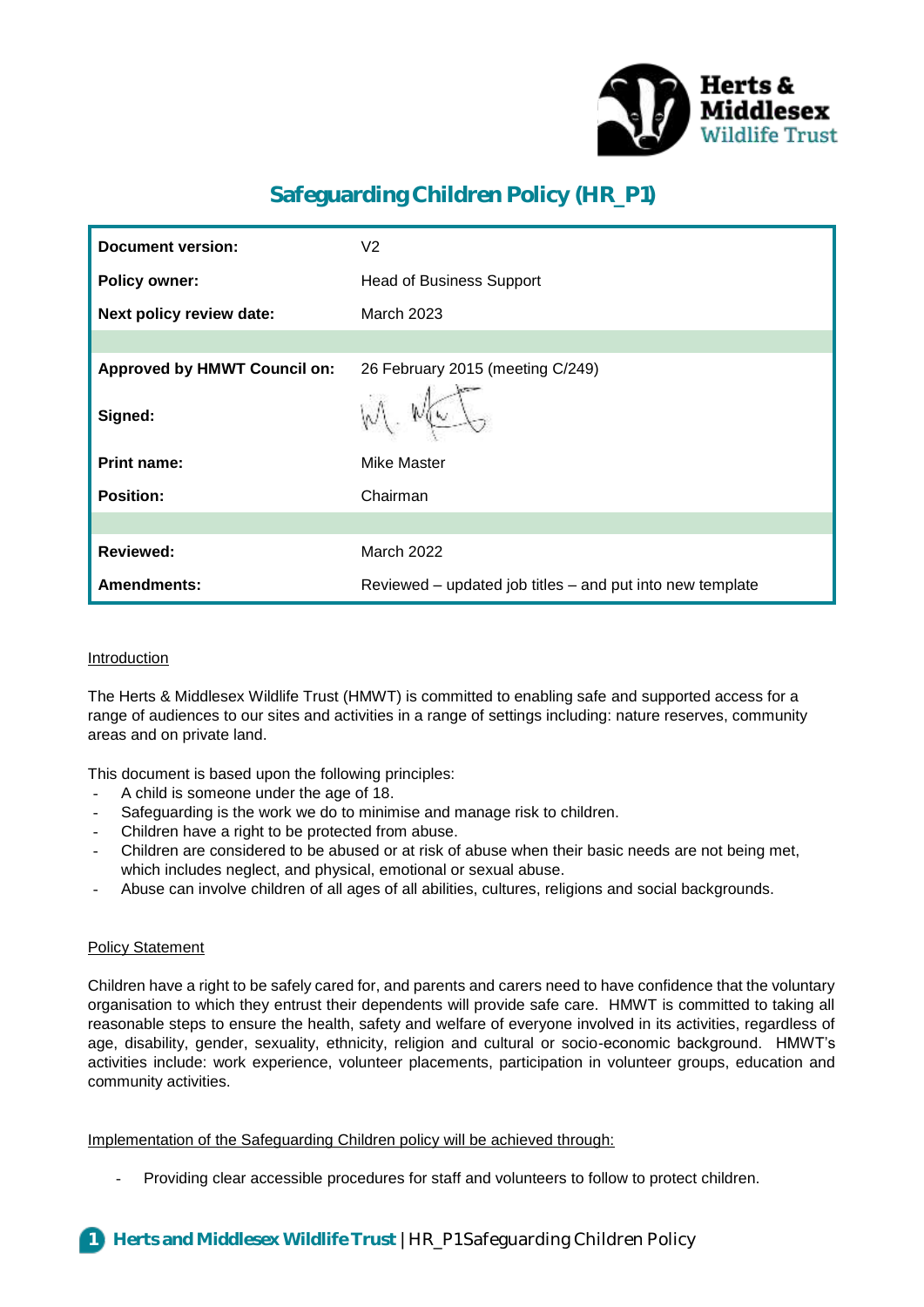# Safeguarding Children Policy (HR_P1)

| | |
|---|---|
| **Document version:** | V2 |
| **Policy owner:** | Head of Business Support |
| **Next policy review date:** | March 2023 |
| | |
| **Approved by HMWT Council on:** | 26 February 2015 (meeting C/249) |
| **Signed:** | |
| **Print name:** | Mike Master |
| **Position:** | Chairman |
| | |
| **Reviewed:** | March 2022 |
| **Amendments:** | Reviewed – updated job titles – and put into new template |

## Introduction

The Herts & Middlesex Wildlife Trust (HMWT) is committed to enabling safe and supported access for a range of audiences to our sites and activities in a range of settings including: nature reserves, community areas and on private land.

This document is based upon the following principles:

- A child is someone under the age of 18.
- Safeguarding is the work we do to minimise and manage risk to children.
- Children have a right to be protected from abuse.
- Children are considered to be abused or at risk of abuse when their basic needs are not being met, which includes neglect, and physical, emotional or sexual abuse.
- Abuse can involve children of all ages of all abilities, cultures, religions and social backgrounds.

## Policy Statement

Children have a right to be safely cared for, and parents and carers need to have confidence that the voluntary organisation to which they entrust their dependents will provide safe care. HMWT is committed to taking all reasonable steps to ensure the health, safety and welfare of everyone involved in its activities, regardless of age, disability, gender, sexuality, ethnicity, religion and cultural or socio-economic background. HMWT's activities include: work experience, volunteer placements, participation in volunteer groups, education and community activities.

## Implementation of the Safeguarding Children policy will be achieved through:

- Providing clear accessible procedures for staff and volunteers to follow to protect children.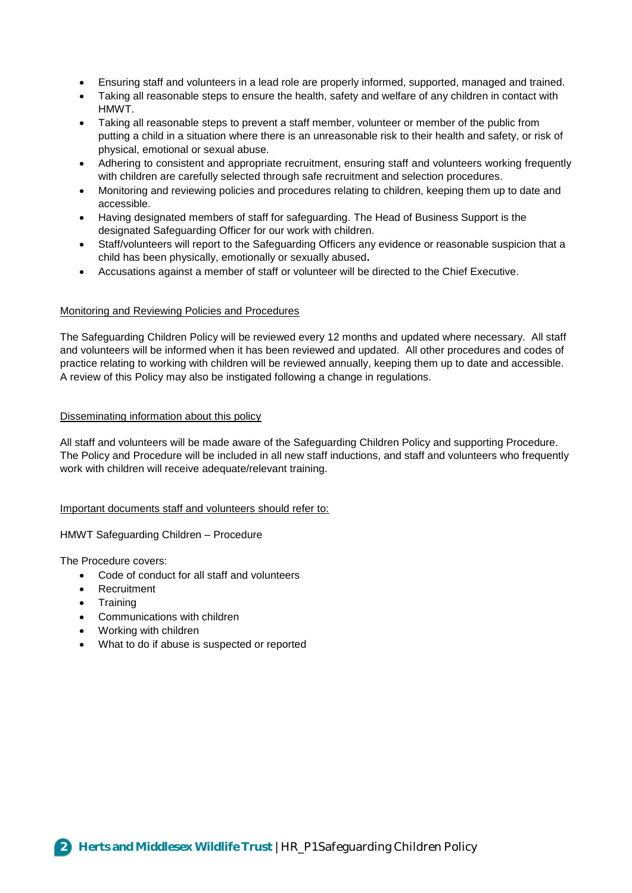- Ensuring staff and volunteers in a lead role are properly informed, supported, managed and trained.
- Taking all reasonable steps to ensure the health, safety and welfare of any children in contact with HMWT.
- Taking all reasonable steps to prevent a staff member, volunteer or member of the public from putting a child in a situation where there is an unreasonable risk to their health and safety, or risk of physical, emotional or sexual abuse.
- Adhering to consistent and appropriate recruitment, ensuring staff and volunteers working frequently with children are carefully selected through safe recruitment and selection procedures.
- Monitoring and reviewing policies and procedures relating to children, keeping them up to date and accessible.
- Having designated members of staff for safeguarding. The Head of Business Support is the designated Safeguarding Officer for our work with children.
- Staff/volunteers will report to the Safeguarding Officers any evidence or reasonable suspicion that a child has been physically, emotionally or sexually abused**.**
- Accusations against a member of staff or volunteer will be directed to the Chief Executive.

<u>Monitoring and Reviewing Policies and Procedures</u>

The Safeguarding Children Policy will be reviewed every 12 months and updated where necessary. All staff and volunteers will be informed when it has been reviewed and updated. All other procedures and codes of practice relating to working with children will be reviewed annually, keeping them up to date and accessible. A review of this Policy may also be instigated following a change in regulations.

<u>Disseminating information about this policy</u>

All staff and volunteers will be made aware of the Safeguarding Children Policy and supporting Procedure. The Policy and Procedure will be included in all new staff inductions, and staff and volunteers who frequently work with children will receive adequate/relevant training.

<u>Important documents staff and volunteers should refer to:</u>

HMWT Safeguarding Children – Procedure

The Procedure covers:

- Code of conduct for all staff and volunteers
- Recruitment
- Training
- Communications with children
- Working with children
- What to do if abuse is suspected or reported